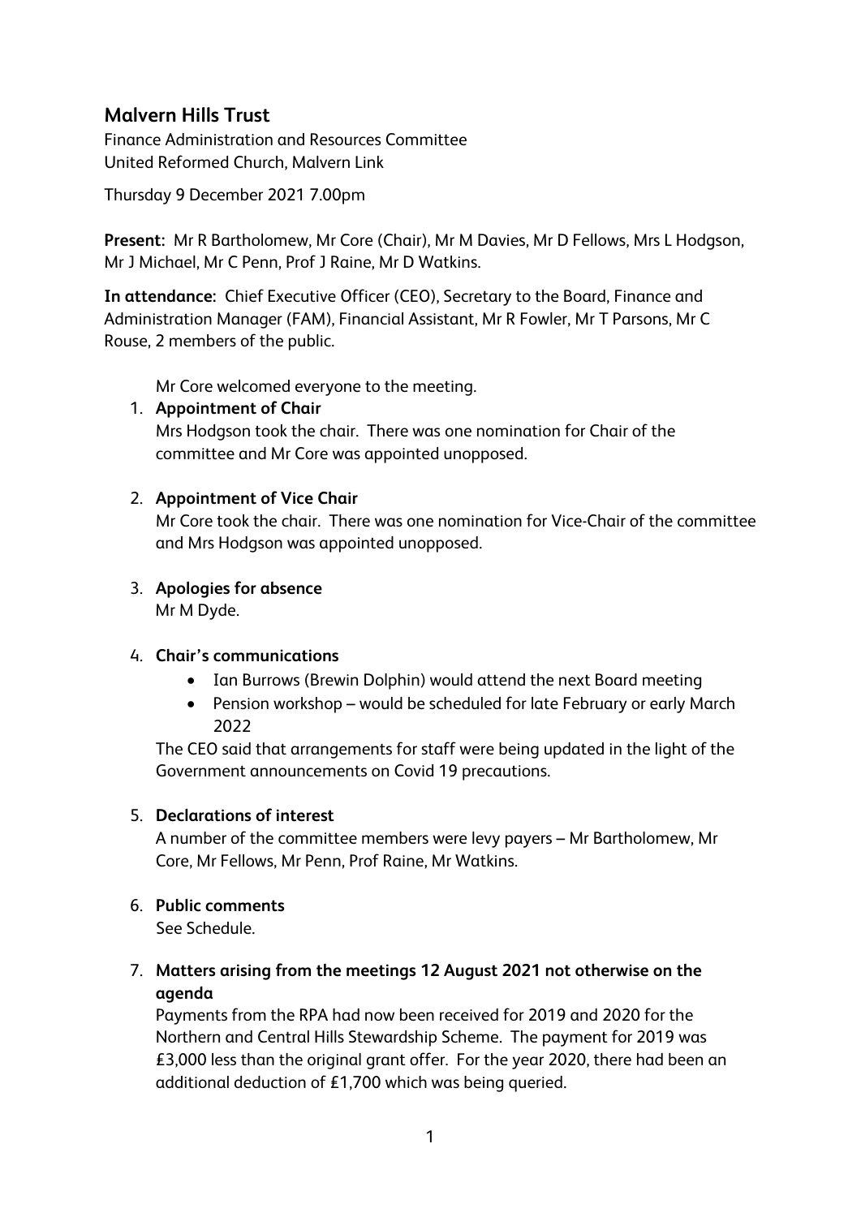# Malvern Hills Trust

Finance Administration and Resources Committee
United Reformed Church, Malvern Link

Thursday 9 December 2021 7.00pm

**Present:** Mr R Bartholomew, Mr Core (Chair), Mr M Davies, Mr D Fellows, Mrs L Hodgson, Mr J Michael, Mr C Penn, Prof J Raine, Mr D Watkins.

**In attendance:** Chief Executive Officer (CEO), Secretary to the Board, Finance and Administration Manager (FAM), Financial Assistant, Mr R Fowler, Mr T Parsons, Mr C Rouse, 2 members of the public.

Mr Core welcomed everyone to the meeting.

1. **Appointment of Chair**
   Mrs Hodgson took the chair. There was one nomination for Chair of the committee and Mr Core was appointed unopposed.

2. **Appointment of Vice Chair**
   Mr Core took the chair. There was one nomination for Vice-Chair of the committee and Mrs Hodgson was appointed unopposed.

3. **Apologies for absence**
   Mr M Dyde.

4. **Chair's communications**
   - Ian Burrows (Brewin Dolphin) would attend the next Board meeting
   - Pension workshop – would be scheduled for late February or early March 2022

   The CEO said that arrangements for staff were being updated in the light of the Government announcements on Covid 19 precautions.

5. **Declarations of interest**
   A number of the committee members were levy payers – Mr Bartholomew, Mr Core, Mr Fellows, Mr Penn, Prof Raine, Mr Watkins.

6. **Public comments**
   See Schedule.

7. **Matters arising from the meetings 12 August 2021 not otherwise on the agenda**
   Payments from the RPA had now been received for 2019 and 2020 for the Northern and Central Hills Stewardship Scheme. The payment for 2019 was £3,000 less than the original grant offer. For the year 2020, there had been an additional deduction of £1,700 which was being queried.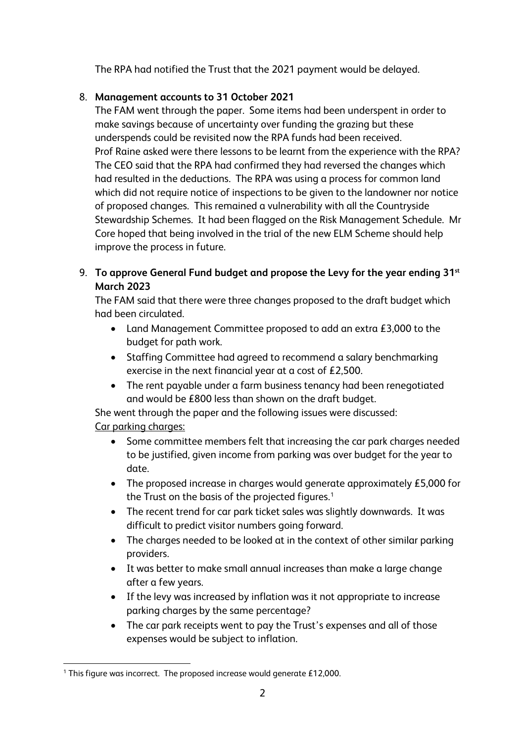The RPA had notified the Trust that the 2021 payment would be delayed.

8. **Management accounts to 31 October 2021**

   The FAM went through the paper. Some items had been underspent in order to make savings because of uncertainty over funding the grazing but these underspends could be revisited now the RPA funds had been received.
   Prof Raine asked were there lessons to be learnt from the experience with the RPA? The CEO said that the RPA had confirmed they had reversed the changes which had resulted in the deductions. The RPA was using a process for common land which did not require notice of inspections to be given to the landowner nor notice of proposed changes. This remained a vulnerability with all the Countryside Stewardship Schemes. It had been flagged on the Risk Management Schedule. Mr Core hoped that being involved in the trial of the new ELM Scheme should help improve the process in future.

9. **To approve General Fund budget and propose the Levy for the year ending 31st March 2023**

   The FAM said that there were three changes proposed to the draft budget which had been circulated.

   - Land Management Committee proposed to add an extra £3,000 to the budget for path work.
   - Staffing Committee had agreed to recommend a salary benchmarking exercise in the next financial year at a cost of £2,500.
   - The rent payable under a farm business tenancy had been renegotiated and would be £800 less than shown on the draft budget.

   She went through the paper and the following issues were discussed:

   Car parking charges:

   - Some committee members felt that increasing the car park charges needed to be justified, given income from parking was over budget for the year to date.
   - The proposed increase in charges would generate approximately £5,000 for the Trust on the basis of the projected figures.[1]
   - The recent trend for car park ticket sales was slightly downwards. It was difficult to predict visitor numbers going forward.
   - The charges needed to be looked at in the context of other similar parking providers.
   - It was better to make small annual increases than make a large change after a few years.
   - If the levy was increased by inflation was it not appropriate to increase parking charges by the same percentage?
   - The car park receipts went to pay the Trust's expenses and all of those expenses would be subject to inflation.

[1] This figure was incorrect. The proposed increase would generate £12,000.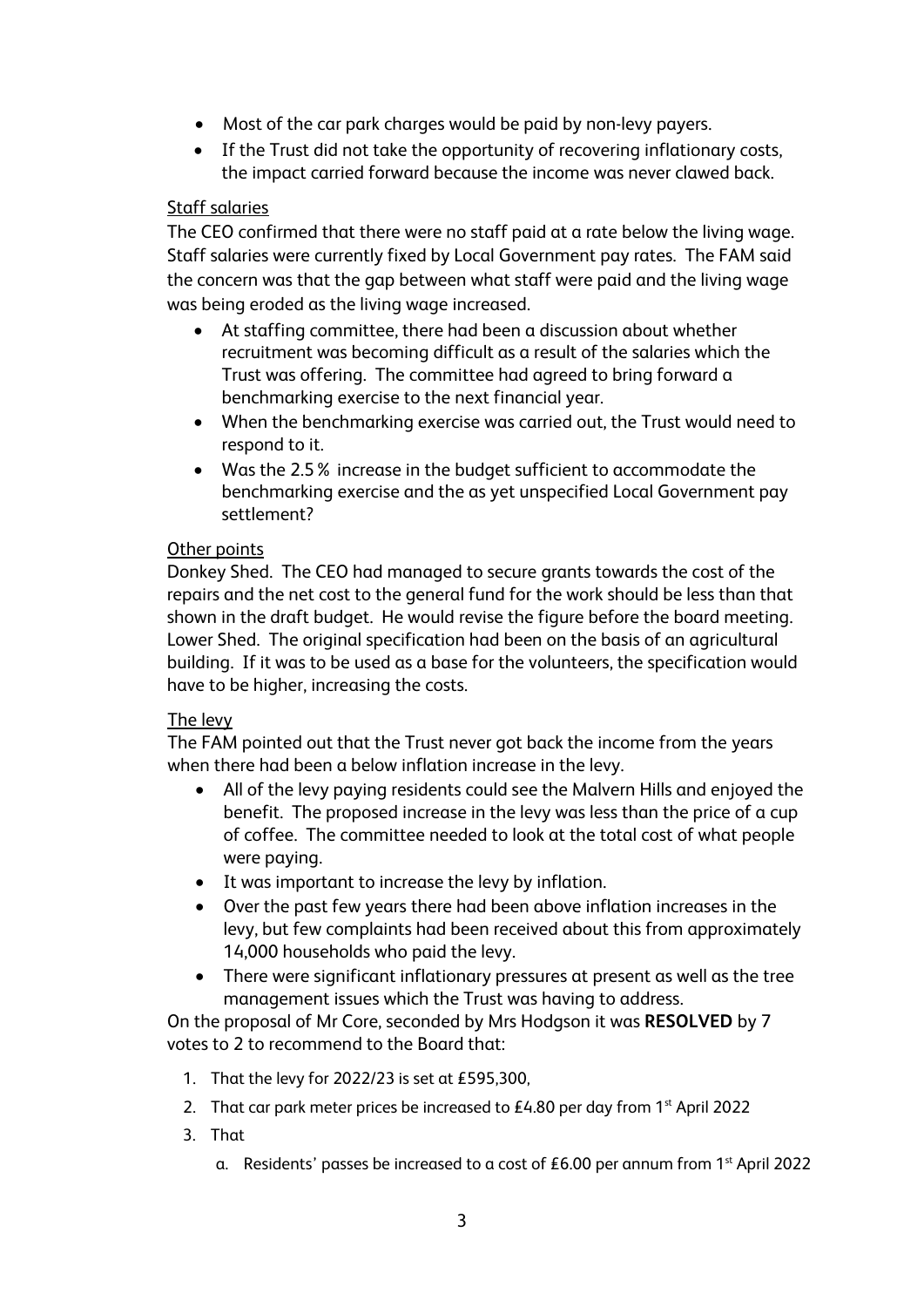- Most of the car park charges would be paid by non-levy payers.
- If the Trust did not take the opportunity of recovering inflationary costs, the impact carried forward because the income was never clawed back.

Staff salaries

The CEO confirmed that there were no staff paid at a rate below the living wage. Staff salaries were currently fixed by Local Government pay rates. The FAM said the concern was that the gap between what staff were paid and the living wage was being eroded as the living wage increased.

- At staffing committee, there had been a discussion about whether recruitment was becoming difficult as a result of the salaries which the Trust was offering. The committee had agreed to bring forward a benchmarking exercise to the next financial year.
- When the benchmarking exercise was carried out, the Trust would need to respond to it.
- Was the 2.5% increase in the budget sufficient to accommodate the benchmarking exercise and the as yet unspecified Local Government pay settlement?

Other points

Donkey Shed. The CEO had managed to secure grants towards the cost of the repairs and the net cost to the general fund for the work should be less than that shown in the draft budget. He would revise the figure before the board meeting.
Lower Shed. The original specification had been on the basis of an agricultural building. If it was to be used as a base for the volunteers, the specification would have to be higher, increasing the costs.

The levy

The FAM pointed out that the Trust never got back the income from the years when there had been a below inflation increase in the levy.

- All of the levy paying residents could see the Malvern Hills and enjoyed the benefit. The proposed increase in the levy was less than the price of a cup of coffee. The committee needed to look at the total cost of what people were paying.
- It was important to increase the levy by inflation.
- Over the past few years there had been above inflation increases in the levy, but few complaints had been received about this from approximately 14,000 households who paid the levy.
- There were significant inflationary pressures at present as well as the tree management issues which the Trust was having to address.

On the proposal of Mr Core, seconded by Mrs Hodgson it was **RESOLVED** by 7 votes to 2 to recommend to the Board that:

1. That the levy for 2022/23 is set at £595,300,
2. That car park meter prices be increased to £4.80 per day from 1st April 2022
3. That
   a. Residents' passes be increased to a cost of £6.00 per annum from 1st April 2022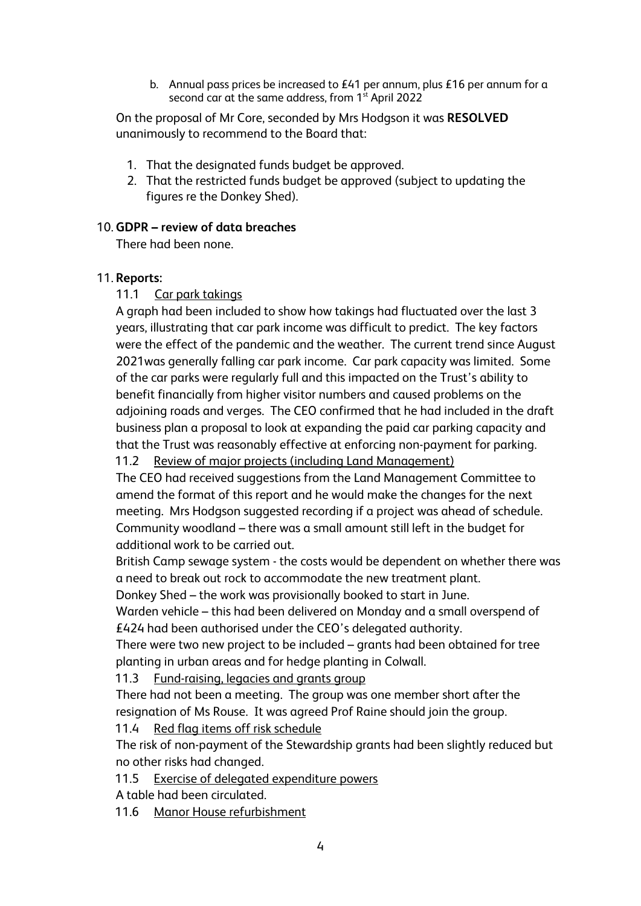b. Annual pass prices be increased to £41 per annum, plus £16 per annum for a second car at the same address, from 1st April 2022

On the proposal of Mr Core, seconded by Mrs Hodgson it was **RESOLVED** unanimously to recommend to the Board that:

1. That the designated funds budget be approved.
2. That the restricted funds budget be approved (subject to updating the figures re the Donkey Shed).

10. **GDPR – review of data breaches**

There had been none.

11. **Reports:**

11.1 Car park takings

A graph had been included to show how takings had fluctuated over the last 3 years, illustrating that car park income was difficult to predict. The key factors were the effect of the pandemic and the weather. The current trend since August 2021was generally falling car park income. Car park capacity was limited. Some of the car parks were regularly full and this impacted on the Trust's ability to benefit financially from higher visitor numbers and caused problems on the adjoining roads and verges. The CEO confirmed that he had included in the draft business plan a proposal to look at expanding the paid car parking capacity and that the Trust was reasonably effective at enforcing non-payment for parking.

11.2 Review of major projects (including Land Management)

The CEO had received suggestions from the Land Management Committee to amend the format of this report and he would make the changes for the next meeting. Mrs Hodgson suggested recording if a project was ahead of schedule.

Community woodland – there was a small amount still left in the budget for additional work to be carried out.

British Camp sewage system - the costs would be dependent on whether there was a need to break out rock to accommodate the new treatment plant.

Donkey Shed – the work was provisionally booked to start in June.

Warden vehicle – this had been delivered on Monday and a small overspend of £424 had been authorised under the CEO's delegated authority.

There were two new project to be included – grants had been obtained for tree planting in urban areas and for hedge planting in Colwall.

11.3 Fund-raising, legacies and grants group

There had not been a meeting. The group was one member short after the resignation of Ms Rouse. It was agreed Prof Raine should join the group.

11.4 Red flag items off risk schedule

The risk of non-payment of the Stewardship grants had been slightly reduced but no other risks had changed.

11.5 Exercise of delegated expenditure powers

A table had been circulated.

11.6 Manor House refurbishment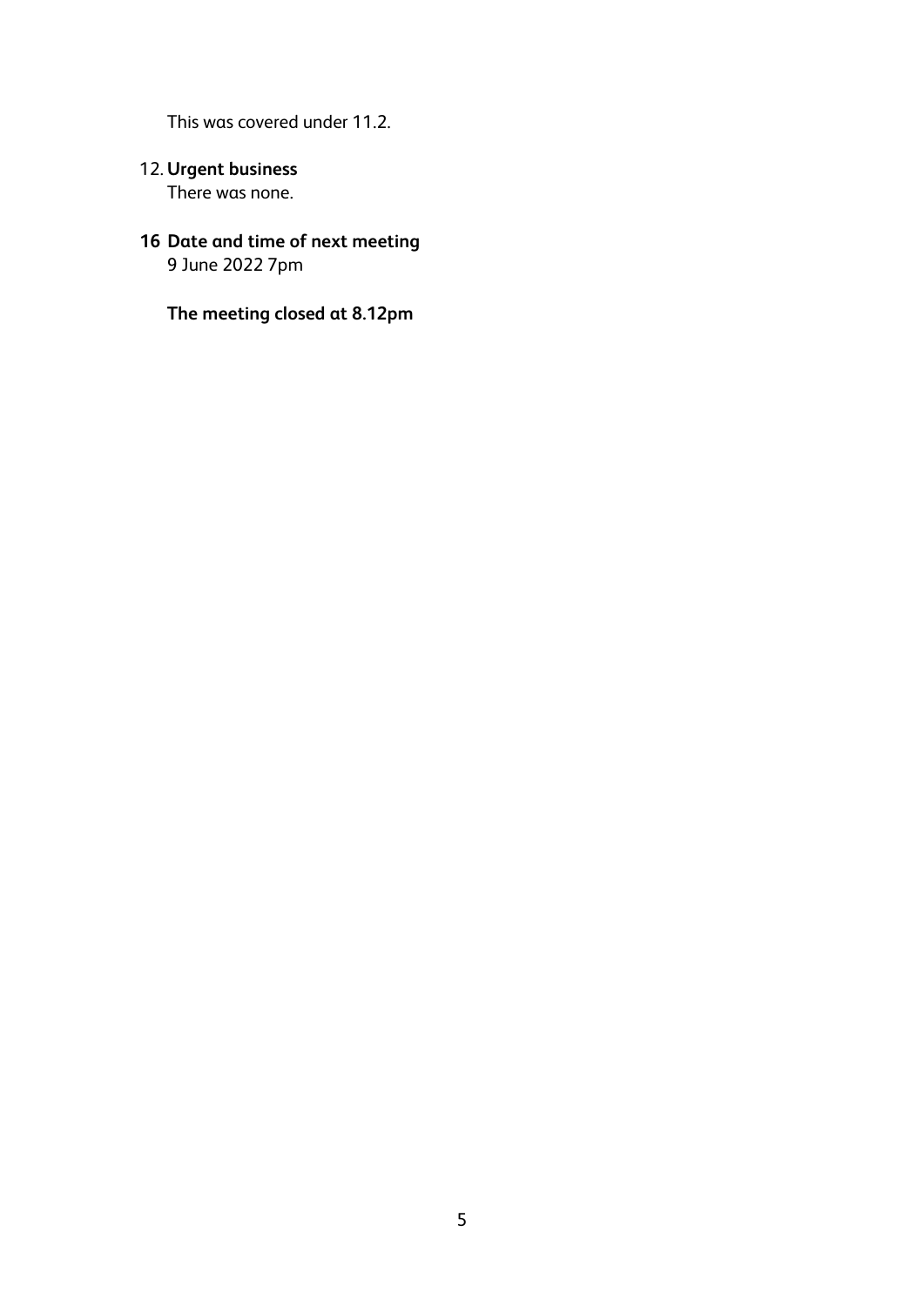This was covered under 11.2.

12. **Urgent business**
    There was none.

**16 Date and time of next meeting**
9 June 2022 7pm

**The meeting closed at 8.12pm**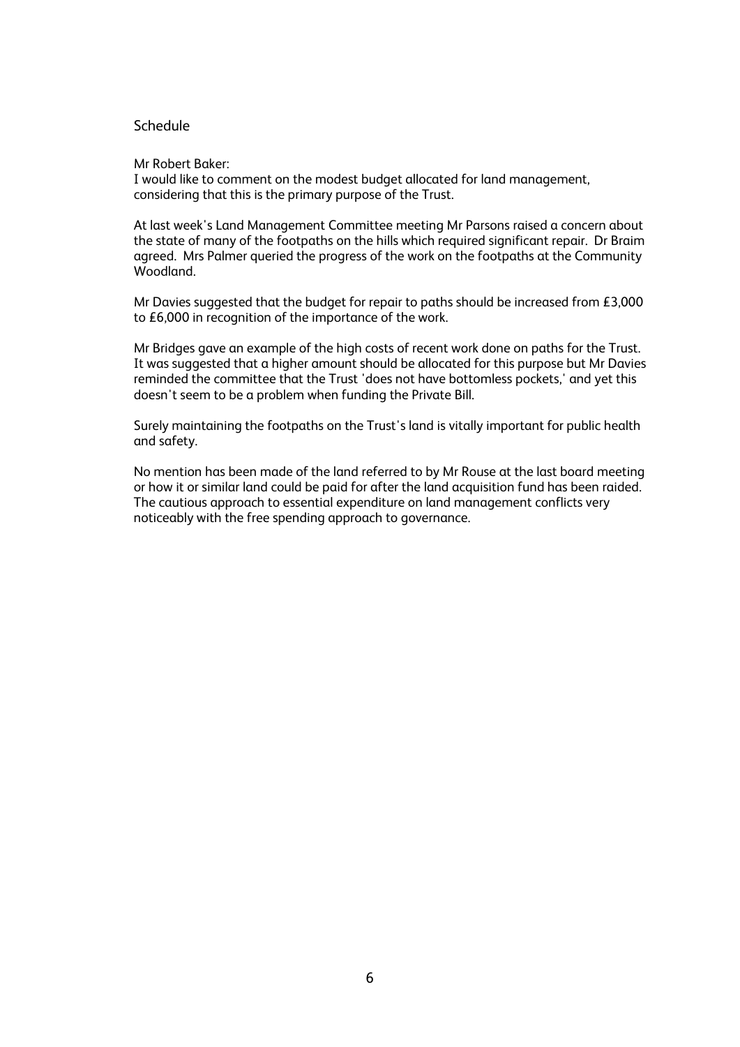Schedule

Mr Robert Baker:
I would like to comment on the modest budget allocated for land management, considering that this is the primary purpose of the Trust.

At last week's Land Management Committee meeting Mr Parsons raised a concern about the state of many of the footpaths on the hills which required significant repair. Dr Braim agreed. Mrs Palmer queried the progress of the work on the footpaths at the Community Woodland.

Mr Davies suggested that the budget for repair to paths should be increased from £3,000 to £6,000 in recognition of the importance of the work.

Mr Bridges gave an example of the high costs of recent work done on paths for the Trust. It was suggested that a higher amount should be allocated for this purpose but Mr Davies reminded the committee that the Trust 'does not have bottomless pockets,' and yet this doesn't seem to be a problem when funding the Private Bill.

Surely maintaining the footpaths on the Trust's land is vitally important for public health and safety.

No mention has been made of the land referred to by Mr Rouse at the last board meeting or how it or similar land could be paid for after the land acquisition fund has been raided. The cautious approach to essential expenditure on land management conflicts very noticeably with the free spending approach to governance.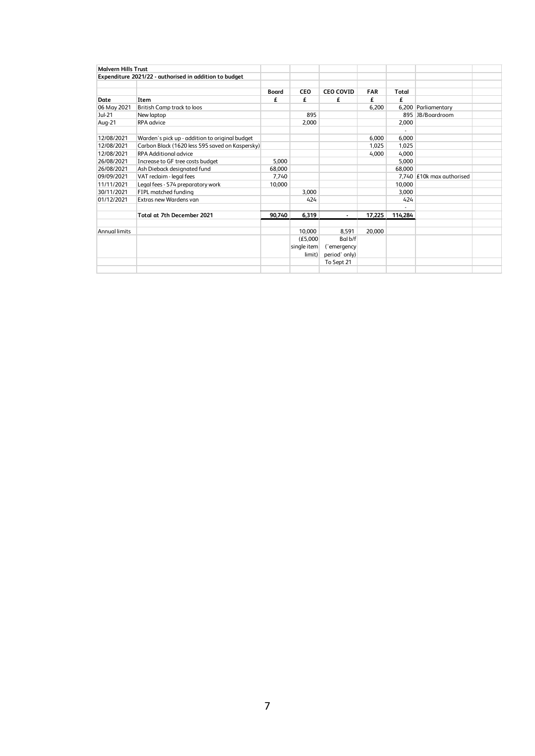**Malvern Hills Trust**

**Expenditure 2021/22 - authorised in addition to budget**

| | | | | | | | |
|---|---|---|---|---|---|---|---|
| | | **Board** | **CEO** | **CEO COVID** | **FAR** | **Total** | |
| **Date** | **Item** | **£** | **£** | **£** | **£** | **£** | |
| 06 May 2021 | British Camp track to loos | | | | 6,200 | 6,200 | Parliamentary |
| Jul-21 | New laptop | | 895 | | | 895 | JB/Boardroom |
| Aug-21 | RPA advice | | 2,000 | | | 2,000 | |
| | | | | | | - | |
| 12/08/2021 | Warden's pick up - addition to original budget | | | | 6,000 | 6,000 | |
| 12/08/2021 | Carbon Black (1620 less 595 saved on Kaspersky) | | | | 1,025 | 1,025 | |
| 12/08/2021 | RPA Additional advice | | | | 4,000 | 4,000 | |
| 26/08/2021 | Increase to GF tree costs budget | 5,000 | | | | 5,000 | |
| 26/08/2021 | Ash Dieback designated fund | 68,000 | | | | 68,000 | |
| 09/09/2021 | VAT reclaim - legal fees | 7,740 | | | | 7,740 | £10k max authorised |
| 11/11/2021 | Legal fees - S74 preparatory work | 10,000 | | | | 10,000 | |
| 30/11/2021 | FIPL matched funding | | 3,000 | | | 3,000 | |
| 01/12/2021 | Extras new Wardens van | | 424 | | | 424 | |
| | | | | | | - | |
| | **Total at 7th December 2021** | **90,740** | **6,319** | **-** | **17,225** | **114,284** | |
| | | | | | | | |
| Annual limits | | | 10,000 | 8,591 | 20,000 | | |
| | | | (£5,000 single item limit) | Bal b/f ('emergency period' only) | | | |
| | | | | To Sept 21 | | | |